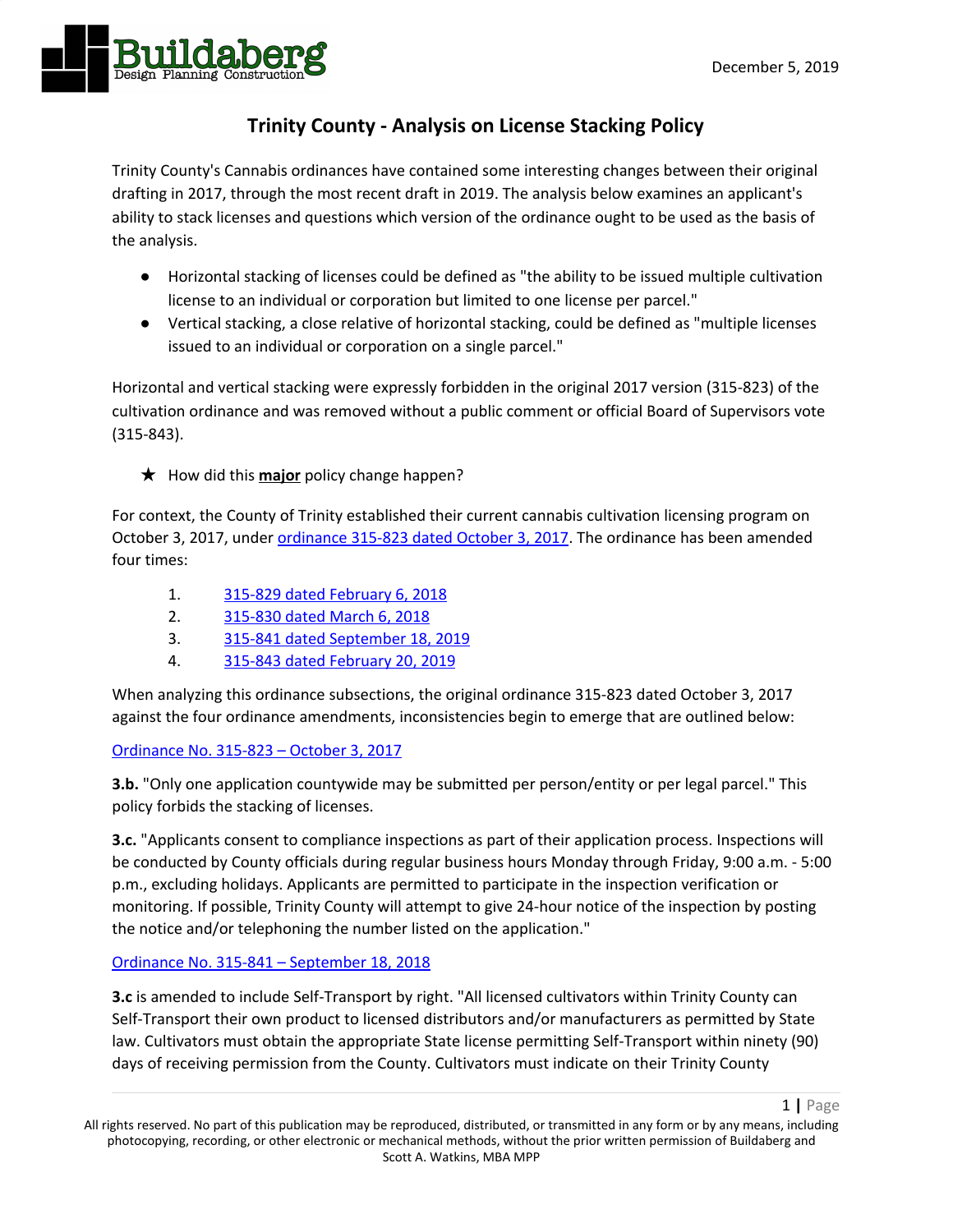December 5, 2019

# Trinity County - Analysis on License Stacking Policy

Trinity County's Cannabis ordinances have contained some interesting changes between their original drafting in 2017, through the most recent draft in 2019. The analysis below examines an applicant's ability to stack licenses and questions which version of the ordinance ought to be used as the basis of the analysis.

- Horizontal stacking of licenses could be defined as "the ability to be issued multiple cultivation license to an individual or corporation but limited to one license per parcel."
- Vertical stacking, a close relative of horizontal stacking, could be defined as "multiple licenses issued to an individual or corporation on a single parcel."

Horizontal and vertical stacking were expressly forbidden in the original 2017 version (315-823) of the cultivation ordinance and was removed without a public comment or official Board of Supervisors vote (315-843).

★ How did this **major** policy change happen?

For context, the County of Trinity established their current cannabis cultivation licensing program on October 3, 2017, under ordinance 315-823 dated October 3, 2017. The ordinance has been amended four times:

1. 315-829 dated February 6, 2018
2. 315-830 dated March 6, 2018
3. 315-841 dated September 18, 2019
4. 315-843 dated February 20, 2019

When analyzing this ordinance subsections, the original ordinance 315-823 dated October 3, 2017 against the four ordinance amendments, inconsistencies begin to emerge that are outlined below:

Ordinance No. 315-823 – October 3, 2017

**3.b.** "Only one application countywide may be submitted per person/entity or per legal parcel." This policy forbids the stacking of licenses.

**3.c.** "Applicants consent to compliance inspections as part of their application process. Inspections will be conducted by County officials during regular business hours Monday through Friday, 9:00 a.m. - 5:00 p.m., excluding holidays. Applicants are permitted to participate in the inspection verification or monitoring. If possible, Trinity County will attempt to give 24-hour notice of the inspection by posting the notice and/or telephoning the number listed on the application."

Ordinance No. 315-841 – September 18, 2018

**3.c** is amended to include Self-Transport by right. "All licensed cultivators within Trinity County can Self-Transport their own product to licensed distributors and/or manufacturers as permitted by State law. Cultivators must obtain the appropriate State license permitting Self-Transport within ninety (90) days of receiving permission from the County. Cultivators must indicate on their Trinity County

All rights reserved. No part of this publication may be reproduced, distributed, or transmitted in any form or by any means, including photocopying, recording, or other electronic or mechanical methods, without the prior written permission of Buildaberg and Scott A. Watkins, MBA MPP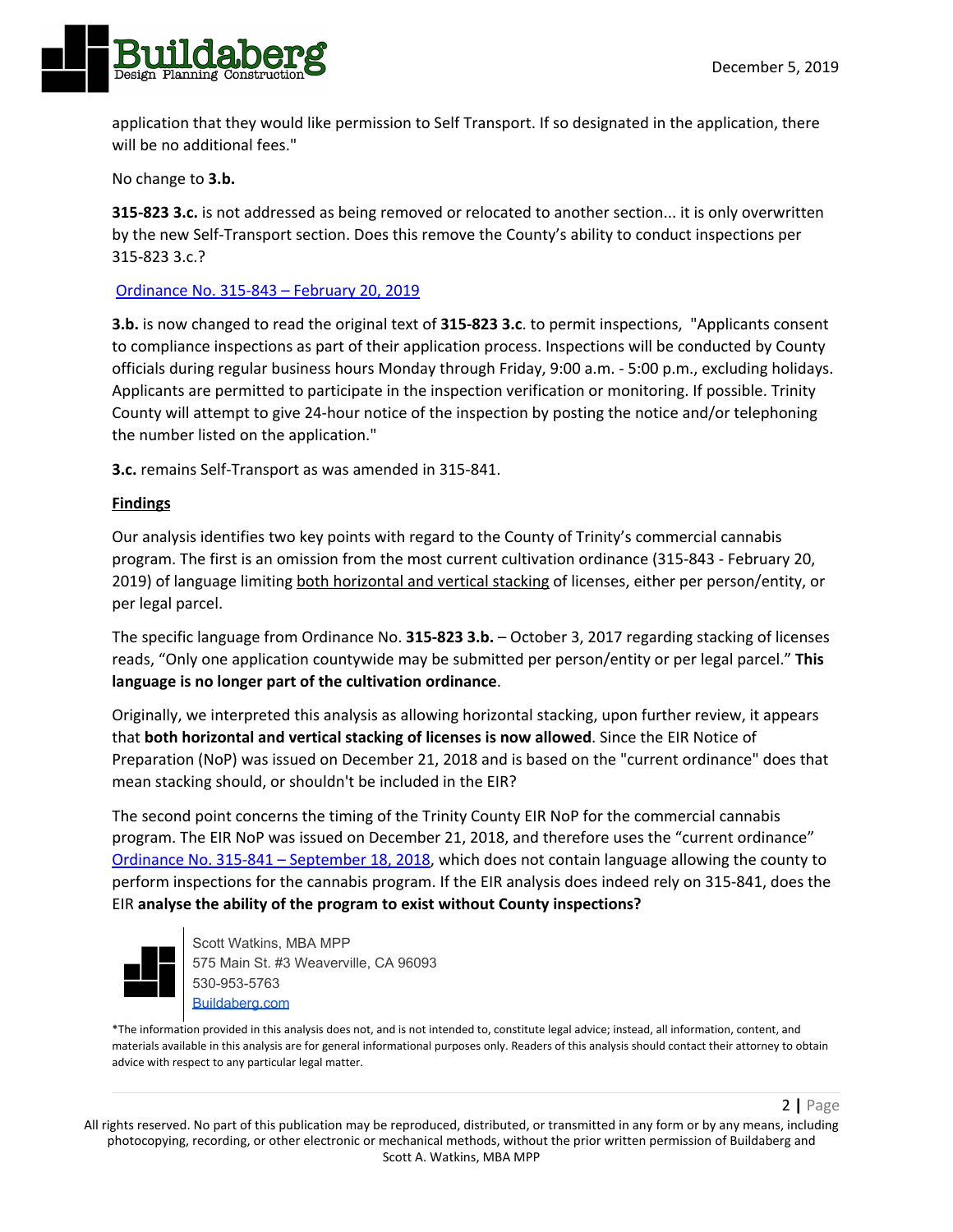application that they would like permission to Self Transport. If so designated in the application, there will be no additional fees."

No change to **3.b.**

**315-823 3.c.** is not addressed as being removed or relocated to another section... it is only overwritten by the new Self-Transport section. Does this remove the County's ability to conduct inspections per 315-823 3.c.?

Ordinance No. 315-843 – February 20, 2019

**3.b.** is now changed to read the original text of **315-823 3.c**. to permit inspections, "Applicants consent to compliance inspections as part of their application process. Inspections will be conducted by County officials during regular business hours Monday through Friday, 9:00 a.m. - 5:00 p.m., excluding holidays. Applicants are permitted to participate in the inspection verification or monitoring. If possible. Trinity County will attempt to give 24-hour notice of the inspection by posting the notice and/or telephoning the number listed on the application."

**3.c.** remains Self-Transport as was amended in 315-841.

**Findings**

Our analysis identifies two key points with regard to the County of Trinity's commercial cannabis program. The first is an omission from the most current cultivation ordinance (315-843 - February 20, 2019) of language limiting both horizontal and vertical stacking of licenses, either per person/entity, or per legal parcel.

The specific language from Ordinance No. **315-823 3.b.** – October 3, 2017 regarding stacking of licenses reads, "Only one application countywide may be submitted per person/entity or per legal parcel." **This language is no longer part of the cultivation ordinance**.

Originally, we interpreted this analysis as allowing horizontal stacking, upon further review, it appears that **both horizontal and vertical stacking of licenses is now allowed**. Since the EIR Notice of Preparation (NoP) was issued on December 21, 2018 and is based on the "current ordinance" does that mean stacking should, or shouldn't be included in the EIR?

The second point concerns the timing of the Trinity County EIR NoP for the commercial cannabis program. The EIR NoP was issued on December 21, 2018, and therefore uses the "current ordinance" Ordinance No. 315-841 – September 18, 2018, which does not contain language allowing the county to perform inspections for the cannabis program. If the EIR analysis does indeed rely on 315-841, does the EIR **analyse the ability of the program to exist without County inspections?**

Scott Watkins, MBA MPP
575 Main St. #3 Weaverville, CA 96093
530-953-5763
Buildaberg.com

*The information provided in this analysis does not, and is not intended to, constitute legal advice; instead, all information, content, and materials available in this analysis are for general informational purposes only. Readers of this analysis should contact their attorney to obtain advice with respect to any particular legal matter.

All rights reserved. No part of this publication may be reproduced, distributed, or transmitted in any form or by any means, including photocopying, recording, or other electronic or mechanical methods, without the prior written permission of Buildaberg and Scott A. Watkins, MBA MPP